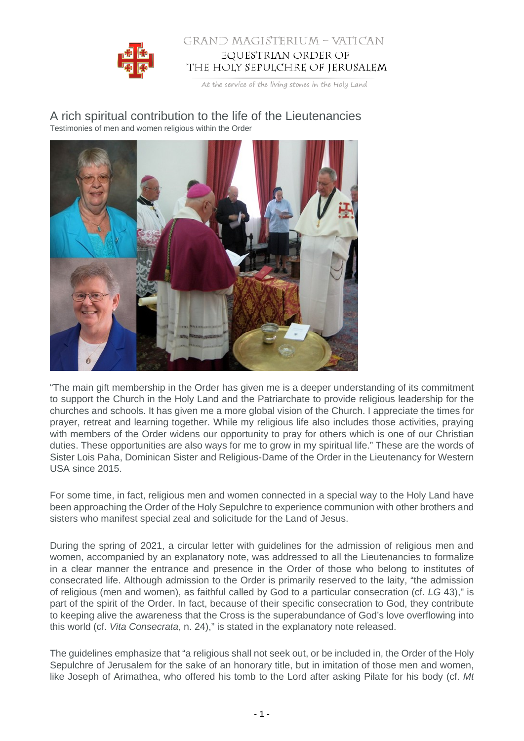# A rich spiritual contribution to the life of the Lieutenancies

Testimonies of men and women religious within the Order

“The main gift membership in the Order has given me is a deeper understanding of its commitment to support the Church in the Holy Land and the Patriarchate to provide religious leadership for the churches and schools. It has given me a more global vision of the Church. I appreciate the times for prayer, retreat and learning together. While my religious life also includes those activities, praying with members of the Order widens our opportunity to pray for others which is one of our Christian duties. These opportunities are also ways for me to grow in my spiritual life.” These are the words of Sister Lois Paha, Dominican Sister and Religious-Dame of the Order in the Lieutenancy for Western USA since 2015.

For some time, in fact, religious men and women connected in a special way to the Holy Land have been approaching the Order of the Holy Sepulchre to experience communion with other brothers and sisters who manifest special zeal and solicitude for the Land of Jesus.

During the spring of 2021, a circular letter with guidelines for the admission of religious men and women, accompanied by an explanatory note, was addressed to all the Lieutenancies to formalize in a clear manner the entrance and presence in the Order of those who belong to institutes of consecrated life. Although admission to the Order is primarily reserved to the laity, “the admission of religious (men and women), as faithful called by God to a particular consecration (cf. *LG* 43)," is part of the spirit of the Order. In fact, because of their specific consecration to God, they contribute to keeping alive the awareness that the Cross is the superabundance of God’s love overflowing into this world (cf. *Vita Consecrata*, n. 24)," is stated in the explanatory note released.

The guidelines emphasize that “a religious shall not seek out, or be included in, the Order of the Holy Sepulchre of Jerusalem for the sake of an honorary title, but in imitation of those men and women, like Joseph of Arimathea, who offered his tomb to the Lord after asking Pilate for his body (cf. *Mt*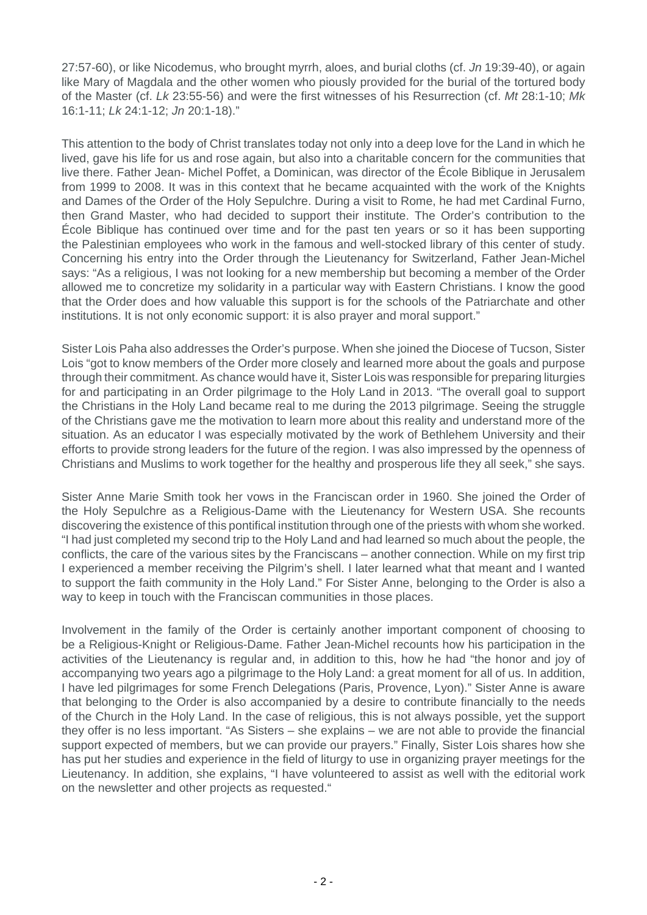27:57-60), or like Nicodemus, who brought myrrh, aloes, and burial cloths (cf. *Jn* 19:39-40), or again like Mary of Magdala and the other women who piously provided for the burial of the tortured body of the Master (cf. *Lk* 23:55-56) and were the first witnesses of his Resurrection (cf. *Mt* 28:1-10; *Mk* 16:1-11; *Lk* 24:1-12; *Jn* 20:1-18)."

This attention to the body of Christ translates today not only into a deep love for the Land in which he lived, gave his life for us and rose again, but also into a charitable concern for the communities that live there. Father Jean- Michel Poffet, a Dominican, was director of the École Biblique in Jerusalem from 1999 to 2008. It was in this context that he became acquainted with the work of the Knights and Dames of the Order of the Holy Sepulchre. During a visit to Rome, he had met Cardinal Furno, then Grand Master, who had decided to support their institute. The Order's contribution to the École Biblique has continued over time and for the past ten years or so it has been supporting the Palestinian employees who work in the famous and well-stocked library of this center of study. Concerning his entry into the Order through the Lieutenancy for Switzerland, Father Jean-Michel says: "As a religious, I was not looking for a new membership but becoming a member of the Order allowed me to concretize my solidarity in a particular way with Eastern Christians. I know the good that the Order does and how valuable this support is for the schools of the Patriarchate and other institutions. It is not only economic support: it is also prayer and moral support."

Sister Lois Paha also addresses the Order's purpose. When she joined the Diocese of Tucson, Sister Lois "got to know members of the Order more closely and learned more about the goals and purpose through their commitment. As chance would have it, Sister Lois was responsible for preparing liturgies for and participating in an Order pilgrimage to the Holy Land in 2013. "The overall goal to support the Christians in the Holy Land became real to me during the 2013 pilgrimage. Seeing the struggle of the Christians gave me the motivation to learn more about this reality and understand more of the situation. As an educator I was especially motivated by the work of Bethlehem University and their efforts to provide strong leaders for the future of the region. I was also impressed by the openness of Christians and Muslims to work together for the healthy and prosperous life they all seek," she says.

Sister Anne Marie Smith took her vows in the Franciscan order in 1960. She joined the Order of the Holy Sepulchre as a Religious-Dame with the Lieutenancy for Western USA. She recounts discovering the existence of this pontifical institution through one of the priests with whom she worked. "I had just completed my second trip to the Holy Land and had learned so much about the people, the conflicts, the care of the various sites by the Franciscans – another connection. While on my first trip I experienced a member receiving the Pilgrim's shell. I later learned what that meant and I wanted to support the faith community in the Holy Land." For Sister Anne, belonging to the Order is also a way to keep in touch with the Franciscan communities in those places.

Involvement in the family of the Order is certainly another important component of choosing to be a Religious-Knight or Religious-Dame. Father Jean-Michel recounts how his participation in the activities of the Lieutenancy is regular and, in addition to this, how he had "the honor and joy of accompanying two years ago a pilgrimage to the Holy Land: a great moment for all of us. In addition, I have led pilgrimages for some French Delegations (Paris, Provence, Lyon)." Sister Anne is aware that belonging to the Order is also accompanied by a desire to contribute financially to the needs of the Church in the Holy Land. In the case of religious, this is not always possible, yet the support they offer is no less important. "As Sisters – she explains – we are not able to provide the financial support expected of members, but we can provide our prayers." Finally, Sister Lois shares how she has put her studies and experience in the field of liturgy to use in organizing prayer meetings for the Lieutenancy. In addition, she explains, "I have volunteered to assist as well with the editorial work on the newsletter and other projects as requested."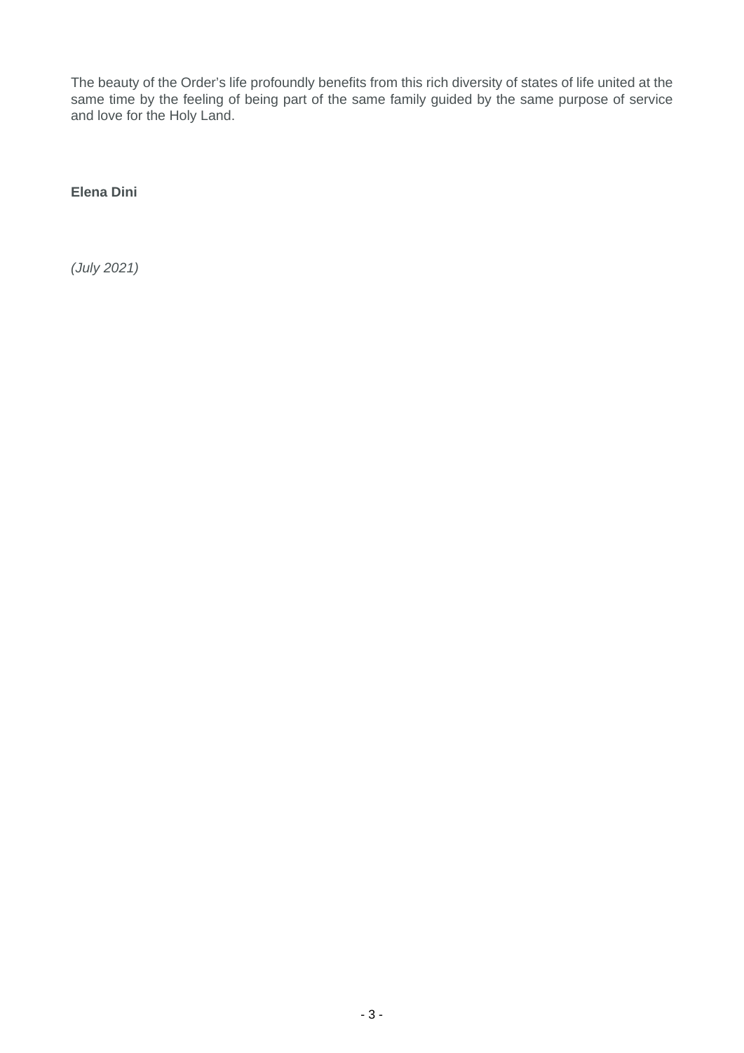The beauty of the Order's life profoundly benefits from this rich diversity of states of life united at the same time by the feeling of being part of the same family guided by the same purpose of service and love for the Holy Land.

**Elena Dini**

*(July 2021)*